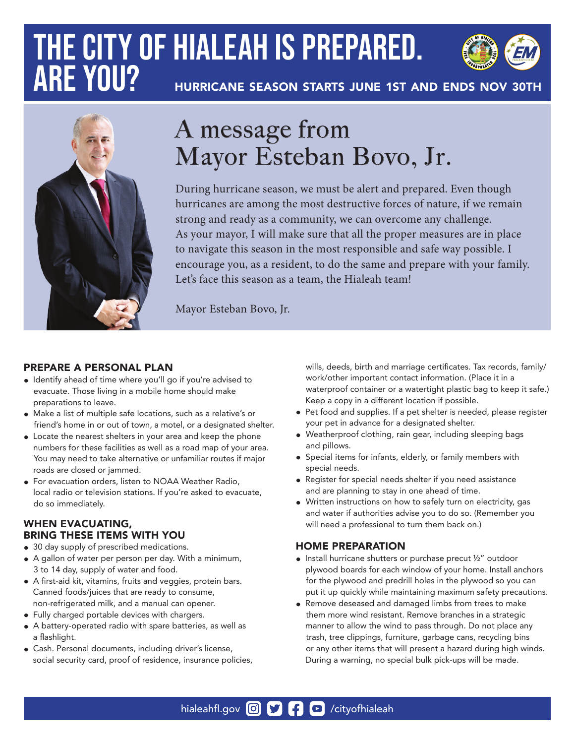# THE CITY OF HIALEAH IS PREPARED. ARE YOU?

HURRICANE SEASON STARTS JUNE 1ST AND ENDS NOV 30TH

## A message from Mayor Esteban Bovo, Jr.

During hurricane season, we must be alert and prepared. Even though hurricanes are among the most destructive forces of nature, if we remain strong and ready as a community, we can overcome any challenge. As your mayor, I will make sure that all the proper measures are in place to navigate this season in the most responsible and safe way possible. I encourage you, as a resident, to do the same and prepare with your family. Let's face this season as a team, the Hialeah team!

Mayor Esteban Bovo, Jr.

### PREPARE A PERSONAL PLAN

- Identify ahead of time where you'll go if you're advised to evacuate. Those living in a mobile home should make preparations to leave.
- Make a list of multiple safe locations, such as a relative's or friend's home in or out of town, a motel, or a designated shelter.
- Locate the nearest shelters in your area and keep the phone numbers for these facilities as well as a road map of your area. You may need to take alternative or unfamiliar routes if major roads are closed or jammed.
- For evacuation orders, listen to NOAA Weather Radio, local radio or television stations. If you're asked to evacuate, do so immediately.

### WHEN EVACUATING, BRING THESE ITEMS WITH YOU

- 30 day supply of prescribed medications.
- A gallon of water per person per day. With a minimum, 3 to 14 day, supply of water and food.
- A first-aid kit, vitamins, fruits and veggies, protein bars. Canned foods/juices that are ready to consume, non-refrigerated milk, and a manual can opener.
- Fully charged portable devices with chargers.
- A battery-operated radio with spare batteries, as well as a flashlight.
- Cash. Personal documents, including driver's license, social security card, proof of residence, insurance policies, wills, deeds, birth and marriage certificates. Tax records, family/work/other important contact information. (Place it in a waterproof container or a watertight plastic bag to keep it safe.) Keep a copy in a different location if possible.
- Pet food and supplies. If a pet shelter is needed, please register your pet in advance for a designated shelter.
- Weatherproof clothing, rain gear, including sleeping bags and pillows.
- Special items for infants, elderly, or family members with special needs.
- Register for special needs shelter if you need assistance and are planning to stay in one ahead of time.
- Written instructions on how to safely turn on electricity, gas and water if authorities advise you to do so. (Remember you will need a professional to turn them back on.)

### HOME PREPARATION

- Install hurricane shutters or purchase precut ½" outdoor plywood boards for each window of your home. Install anchors for the plywood and predrill holes in the plywood so you can put it up quickly while maintaining maximum safety precautions.
- Remove deseased and damaged limbs from trees to make them more wind resistant. Remove branches in a strategic manner to allow the wind to pass through. Do not place any trash, tree clippings, furniture, garbage cans, recycling bins or any other items that will present a hazard during high winds. During a warning, no special bulk pick-ups will be made.

hialeahfl.gov /cityofhialeah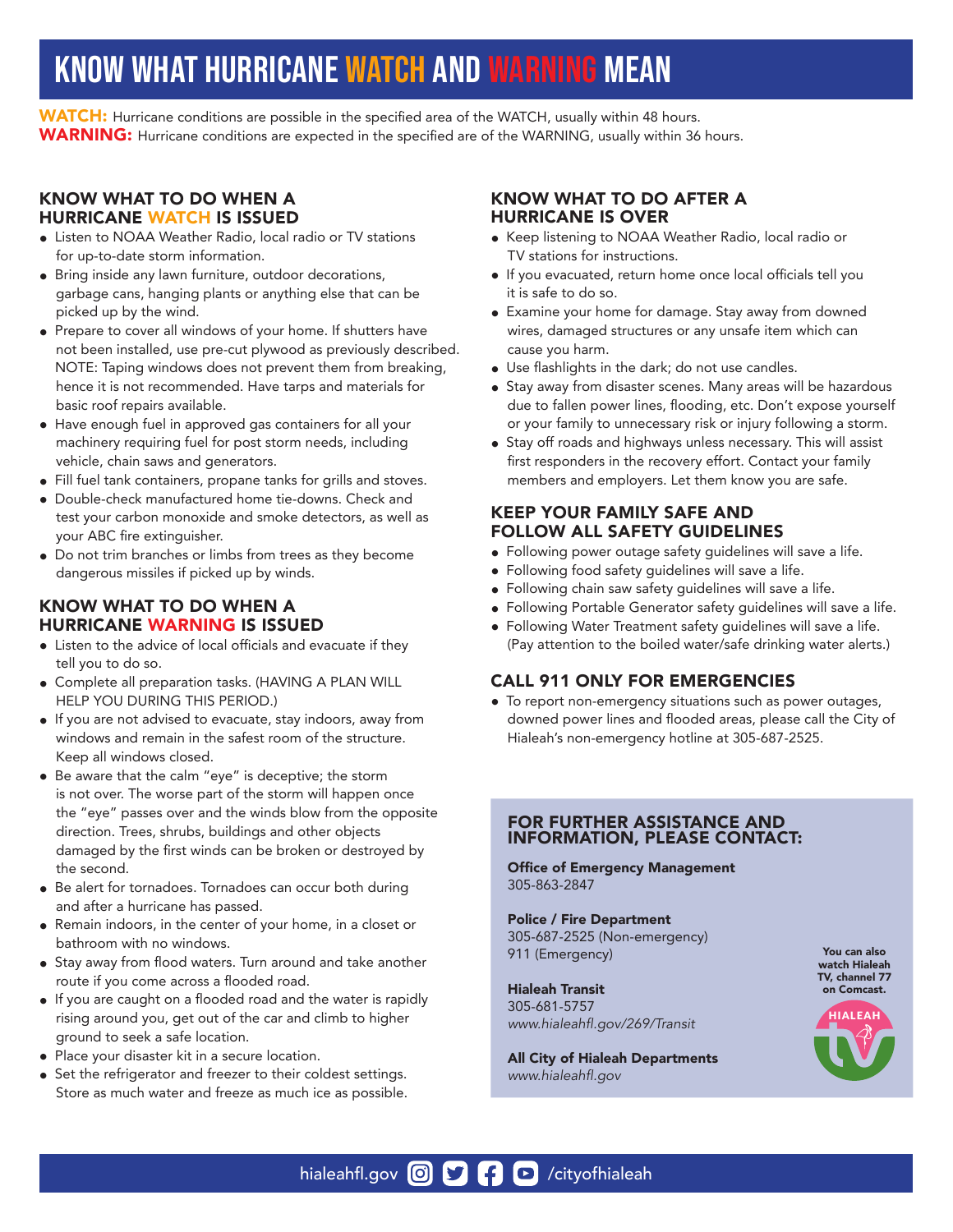# KNOW WHAT HURRICANE WATCH AND WARNING MEAN

**WATCH:** Hurricane conditions are possible in the specified area of the WATCH, usually within 48 hours.
**WARNING:** Hurricane conditions are expected in the specified are of the WARNING, usually within 36 hours.

## KNOW WHAT TO DO WHEN A HURRICANE WATCH IS ISSUED

- Listen to NOAA Weather Radio, local radio or TV stations for up-to-date storm information.
- Bring inside any lawn furniture, outdoor decorations, garbage cans, hanging plants or anything else that can be picked up by the wind.
- Prepare to cover all windows of your home. If shutters have not been installed, use pre-cut plywood as previously described. NOTE: Taping windows does not prevent them from breaking, hence it is not recommended. Have tarps and materials for basic roof repairs available.
- Have enough fuel in approved gas containers for all your machinery requiring fuel for post storm needs, including vehicle, chain saws and generators.
- Fill fuel tank containers, propane tanks for grills and stoves.
- Double-check manufactured home tie-downs. Check and test your carbon monoxide and smoke detectors, as well as your ABC fire extinguisher.
- Do not trim branches or limbs from trees as they become dangerous missiles if picked up by winds.

## KNOW WHAT TO DO WHEN A HURRICANE WARNING IS ISSUED

- Listen to the advice of local officials and evacuate if they tell you to do so.
- Complete all preparation tasks. (HAVING A PLAN WILL HELP YOU DURING THIS PERIOD.)
- If you are not advised to evacuate, stay indoors, away from windows and remain in the safest room of the structure. Keep all windows closed.
- Be aware that the calm "eye" is deceptive; the storm is not over. The worse part of the storm will happen once the "eye" passes over and the winds blow from the opposite direction. Trees, shrubs, buildings and other objects damaged by the first winds can be broken or destroyed by the second.
- Be alert for tornadoes. Tornadoes can occur both during and after a hurricane has passed.
- Remain indoors, in the center of your home, in a closet or bathroom with no windows.
- Stay away from flood waters. Turn around and take another route if you come across a flooded road.
- If you are caught on a flooded road and the water is rapidly rising around you, get out of the car and climb to higher ground to seek a safe location.
- Place your disaster kit in a secure location.
- Set the refrigerator and freezer to their coldest settings. Store as much water and freeze as much ice as possible.

## KNOW WHAT TO DO AFTER A HURRICANE IS OVER

- Keep listening to NOAA Weather Radio, local radio or TV stations for instructions.
- If you evacuated, return home once local officials tell you it is safe to do so.
- Examine your home for damage. Stay away from downed wires, damaged structures or any unsafe item which can cause you harm.
- Use flashlights in the dark; do not use candles.
- Stay away from disaster scenes. Many areas will be hazardous due to fallen power lines, flooding, etc. Don't expose yourself or your family to unnecessary risk or injury following a storm.
- Stay off roads and highways unless necessary. This will assist first responders in the recovery effort. Contact your family members and employers. Let them know you are safe.

## KEEP YOUR FAMILY SAFE AND FOLLOW ALL SAFETY GUIDELINES

- Following power outage safety guidelines will save a life.
- Following food safety guidelines will save a life.
- Following chain saw safety guidelines will save a life.
- Following Portable Generator safety guidelines will save a life.
- Following Water Treatment safety guidelines will save a life. (Pay attention to the boiled water/safe drinking water alerts.)

## CALL 911 ONLY FOR EMERGENCIES

- To report non-emergency situations such as power outages, downed power lines and flooded areas, please call the City of Hialeah's non-emergency hotline at 305-687-2525.

## FOR FURTHER ASSISTANCE AND INFORMATION, PLEASE CONTACT:

**Office of Emergency Management**
305-863-2847

**Police / Fire Department**
305-687-2525 (Non-emergency)
911 (Emergency)

**Hialeah Transit**
305-681-5757
*www.hialeahfl.gov/269/Transit*

**All City of Hialeah Departments**
*www.hialeahfl.gov*

**You can also watch Hialeah TV, channel 77 on Comcast.**

hialeahfl.gov /cityofhialeah